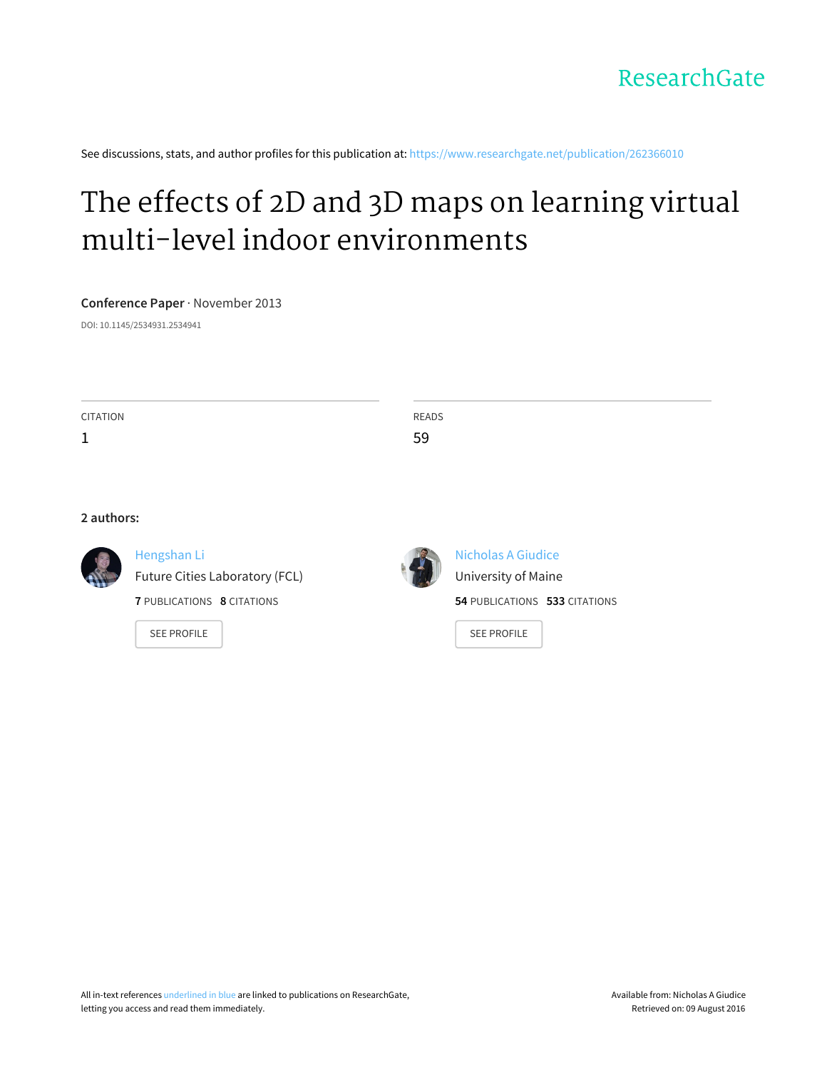ResearchGate

See discussions, stats, and author profiles for this publication at: https://www.researchgate.net/publication/262366010

# The effects of 2D and 3D maps on learning virtual multi-level indoor environments

**Conference Paper** · November 2013

DOI: 10.1145/2534931.2534941

CITATION
1

READS
59

**2 authors:**

Hengshan Li
Future Cities Laboratory (FCL)
**7** PUBLICATIONS **8** CITATIONS
SEE PROFILE

Nicholas A Giudice
University of Maine
**54** PUBLICATIONS **533** CITATIONS
SEE PROFILE

All in-text references underlined in blue are linked to publications on ResearchGate, letting you access and read them immediately.

Available from: Nicholas A Giudice
Retrieved on: 09 August 2016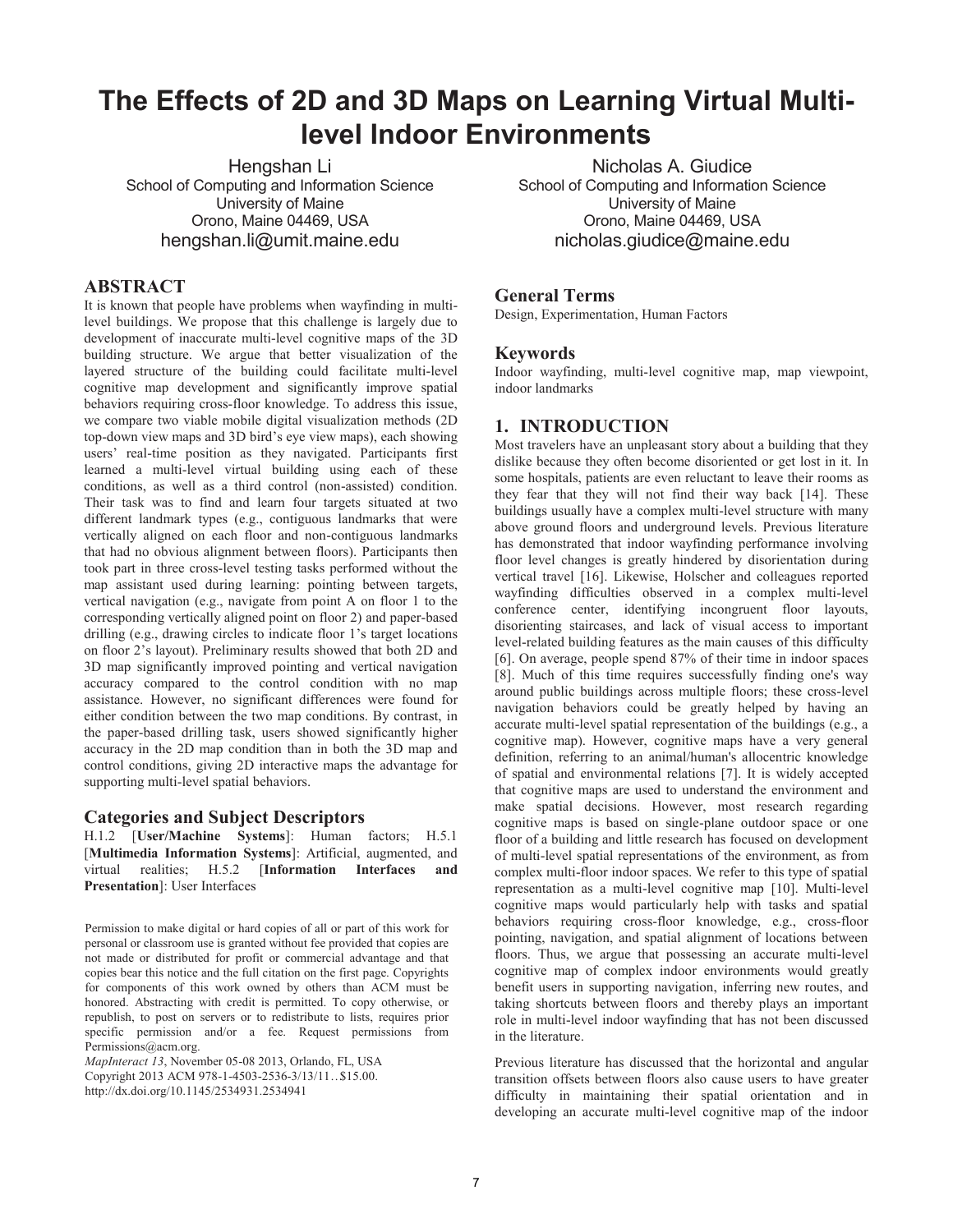# The Effects of 2D and 3D Maps on Learning Virtual Multi-level Indoor Environments

Hengshan Li
School of Computing and Information Science
University of Maine
Orono, Maine 04469, USA
hengshan.li@umit.maine.edu

Nicholas A. Giudice
School of Computing and Information Science
University of Maine
Orono, Maine 04469, USA
nicholas.giudice@maine.edu

## ABSTRACT

It is known that people have problems when wayfinding in multi-level buildings. We propose that this challenge is largely due to development of inaccurate multi-level cognitive maps of the 3D building structure. We argue that better visualization of the layered structure of the building could facilitate multi-level cognitive map development and significantly improve spatial behaviors requiring cross-floor knowledge. To address this issue, we compare two viable mobile digital visualization methods (2D top-down view maps and 3D bird's eye view maps), each showing users' real-time position as they navigated. Participants first learned a multi-level virtual building using each of these conditions, as well as a third control (non-assisted) condition. Their task was to find and learn four targets situated at two different landmark types (e.g., contiguous landmarks that were vertically aligned on each floor and non-contiguous landmarks that had no obvious alignment between floors). Participants then took part in three cross-level testing tasks performed without the map assistant used during learning: pointing between targets, vertical navigation (e.g., navigate from point A on floor 1 to the corresponding vertically aligned point on floor 2) and paper-based drilling (e.g., drawing circles to indicate floor 1's target locations on floor 2's layout). Preliminary results showed that both 2D and 3D map significantly improved pointing and vertical navigation accuracy compared to the control condition with no map assistance. However, no significant differences were found for either condition between the two map conditions. By contrast, in the paper-based drilling task, users showed significantly higher accuracy in the 2D map condition than in both the 3D map and control conditions, giving 2D interactive maps the advantage for supporting multi-level spatial behaviors.

## Categories and Subject Descriptors

H.1.2 [**User/Machine Systems**]: Human factors; H.5.1 [**Multimedia Information Systems**]: Artificial, augmented, and virtual realities; H.5.2 [**Information Interfaces and Presentation**]: User Interfaces

Permission to make digital or hard copies of all or part of this work for personal or classroom use is granted without fee provided that copies are not made or distributed for profit or commercial advantage and that copies bear this notice and the full citation on the first page. Copyrights for components of this work owned by others than ACM must be honored. Abstracting with credit is permitted. To copy otherwise, or republish, to post on servers or to redistribute to lists, requires prior specific permission and/or a fee. Request permissions from Permissions@acm.org.
*MapInteract 13*, November 05-08 2013, Orlando, FL, USA
Copyright 2013 ACM 978-1-4503-2536-3/13/11…$15.00.
http://dx.doi.org/10.1145/2534931.2534941

## General Terms

Design, Experimentation, Human Factors

## Keywords

Indoor wayfinding, multi-level cognitive map, map viewpoint, indoor landmarks

## 1. INTRODUCTION

Most travelers have an unpleasant story about a building that they dislike because they often become disoriented or get lost in it. In some hospitals, patients are even reluctant to leave their rooms as they fear that they will not find their way back [14]. These buildings usually have a complex multi-level structure with many above ground floors and underground levels. Previous literature has demonstrated that indoor wayfinding performance involving floor level changes is greatly hindered by disorientation during vertical travel [16]. Likewise, Holscher and colleagues reported wayfinding difficulties observed in a complex multi-level conference center, identifying incongruent floor layouts, disorienting staircases, and lack of visual access to important level-related building features as the main causes of this difficulty [6]. On average, people spend 87% of their time in indoor spaces [8]. Much of this time requires successfully finding one's way around public buildings across multiple floors; these cross-level navigation behaviors could be greatly helped by having an accurate multi-level spatial representation of the buildings (e.g., a cognitive map). However, cognitive maps have a very general definition, referring to an animal/human's allocentric knowledge of spatial and environmental relations [7]. It is widely accepted that cognitive maps are used to understand the environment and make spatial decisions. However, most research regarding cognitive maps is based on single-plane outdoor space or one floor of a building and little research has focused on development of multi-level spatial representations of the environment, as from complex multi-floor indoor spaces. We refer to this type of spatial representation as a multi-level cognitive map [10]. Multi-level cognitive maps would particularly help with tasks and spatial behaviors requiring cross-floor knowledge, e.g., cross-floor pointing, navigation, and spatial alignment of locations between floors. Thus, we argue that possessing an accurate multi-level cognitive map of complex indoor environments would greatly benefit users in supporting navigation, inferring new routes, and taking shortcuts between floors and thereby plays an important role in multi-level indoor wayfinding that has not been discussed in the literature.

Previous literature has discussed that the horizontal and angular transition offsets between floors also cause users to have greater difficulty in maintaining their spatial orientation and in developing an accurate multi-level cognitive map of the indoor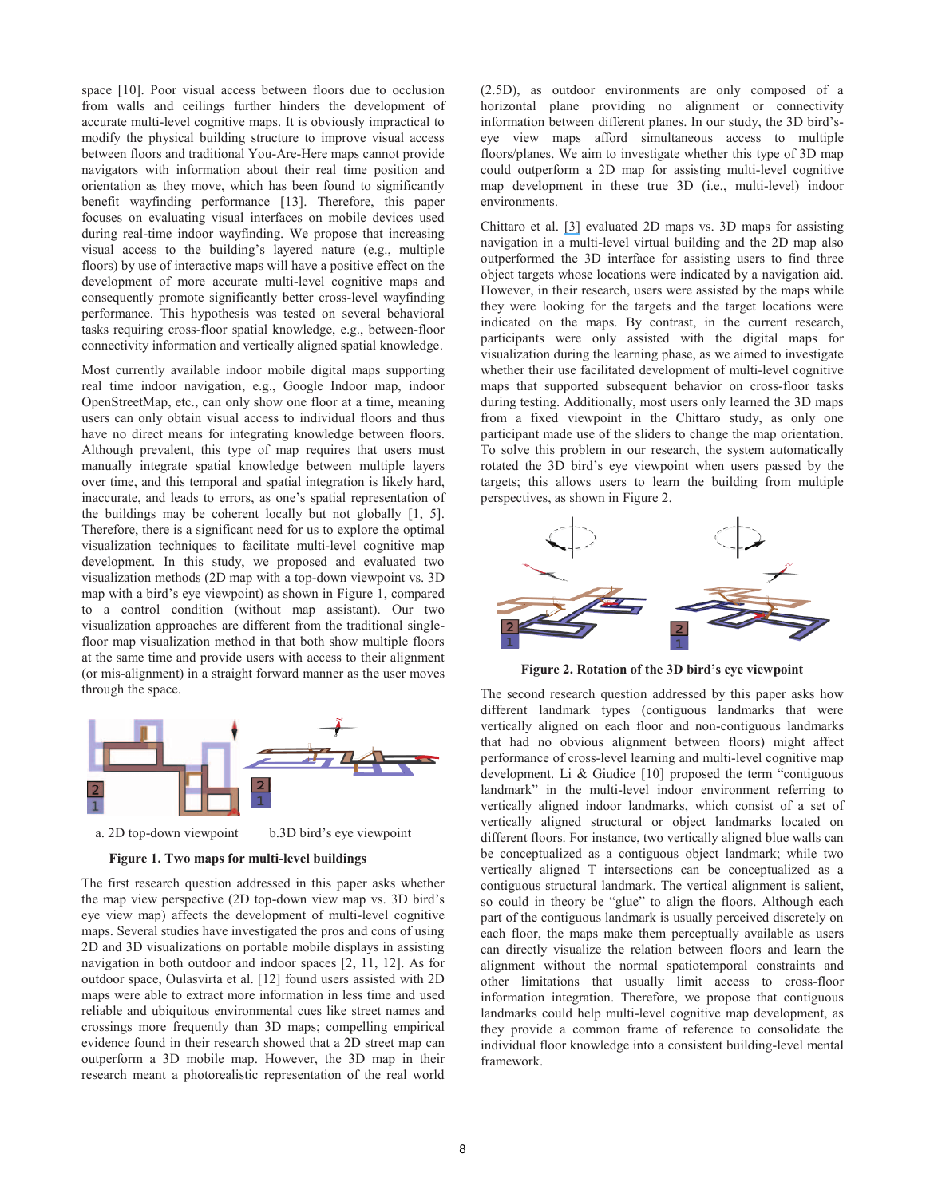space [10]. Poor visual access between floors due to occlusion from walls and ceilings further hinders the development of accurate multi-level cognitive maps. It is obviously impractical to modify the physical building structure to improve visual access between floors and traditional You-Are-Here maps cannot provide navigators with information about their real time position and orientation as they move, which has been found to significantly benefit wayfinding performance [13]. Therefore, this paper focuses on evaluating visual interfaces on mobile devices used during real-time indoor wayfinding. We propose that increasing visual access to the building's layered nature (e.g., multiple floors) by use of interactive maps will have a positive effect on the development of more accurate multi-level cognitive maps and consequently promote significantly better cross-level wayfinding performance. This hypothesis was tested on several behavioral tasks requiring cross-floor spatial knowledge, e.g., between-floor connectivity information and vertically aligned spatial knowledge.

Most currently available indoor mobile digital maps supporting real time indoor navigation, e.g., Google Indoor map, indoor OpenStreetMap, etc., can only show one floor at a time, meaning users can only obtain visual access to individual floors and thus have no direct means for integrating knowledge between floors. Although prevalent, this type of map requires that users must manually integrate spatial knowledge between multiple layers over time, and this temporal and spatial integration is likely hard, inaccurate, and leads to errors, as one's spatial representation of the buildings may be coherent locally but not globally [1, 5]. Therefore, there is a significant need for us to explore the optimal visualization techniques to facilitate multi-level cognitive map development. In this study, we proposed and evaluated two visualization methods (2D map with a top-down viewpoint vs. 3D map with a bird's eye viewpoint) as shown in Figure 1, compared to a control condition (without map assistant). Our two visualization approaches are different from the traditional single-floor map visualization method in that both show multiple floors at the same time and provide users with access to their alignment (or mis-alignment) in a straight forward manner as the user moves through the space.

a. 2D top-down viewpoint b.3D bird's eye viewpoint

**Figure 1. Two maps for multi-level buildings**

The first research question addressed in this paper asks whether the map view perspective (2D top-down view map vs. 3D bird's eye view map) affects the development of multi-level cognitive maps. Several studies have investigated the pros and cons of using 2D and 3D visualizations on portable mobile displays in assisting navigation in both outdoor and indoor spaces [2, 11, 12]. As for outdoor space, Oulasvirta et al. [12] found users assisted with 2D maps were able to extract more information in less time and used reliable and ubiquitous environmental cues like street names and crossings more frequently than 3D maps; compelling empirical evidence found in their research showed that a 2D street map can outperform a 3D mobile map. However, the 3D map in their research meant a photorealistic representation of the real world (2.5D), as outdoor environments are only composed of a horizontal plane providing no alignment or connectivity information between different planes. In our study, the 3D bird's-eye view maps afford simultaneous access to multiple floors/planes. We aim to investigate whether this type of 3D map could outperform a 2D map for assisting multi-level cognitive map development in these true 3D (i.e., multi-level) indoor environments.

Chittaro et al. [3] evaluated 2D maps vs. 3D maps for assisting navigation in a multi-level virtual building and the 2D map also outperformed the 3D interface for assisting users to find three object targets whose locations were indicated by a navigation aid. However, in their research, users were assisted by the maps while they were looking for the targets and the target locations were indicated on the maps. By contrast, in the current research, participants were only assisted with the digital maps for visualization during the learning phase, as we aimed to investigate whether their use facilitated development of multi-level cognitive maps that supported subsequent behavior on cross-floor tasks during testing. Additionally, most users only learned the 3D maps from a fixed viewpoint in the Chittaro study, as only one participant made use of the sliders to change the map orientation. To solve this problem in our research, the system automatically rotated the 3D bird's eye viewpoint when users passed by the targets; this allows users to learn the building from multiple perspectives, as shown in Figure 2.

**Figure 2. Rotation of the 3D bird's eye viewpoint**

The second research question addressed by this paper asks how different landmark types (contiguous landmarks that were vertically aligned on each floor and non-contiguous landmarks that had no obvious alignment between floors) might affect performance of cross-level learning and multi-level cognitive map development. Li & Giudice [10] proposed the term "contiguous landmark" in the multi-level indoor environment referring to vertically aligned indoor landmarks, which consist of a set of vertically aligned structural or object landmarks located on different floors. For instance, two vertically aligned blue walls can be conceptualized as a contiguous object landmark; while two vertically aligned T intersections can be conceptualized as a contiguous structural landmark. The vertical alignment is salient, so could in theory be "glue" to align the floors. Although each part of the contiguous landmark is usually perceived discretely on each floor, the maps make them perceptually available as users can directly visualize the relation between floors and learn the alignment without the normal spatiotemporal constraints and other limitations that usually limit access to cross-floor information integration. Therefore, we propose that contiguous landmarks could help multi-level cognitive map development, as they provide a common frame of reference to consolidate the individual floor knowledge into a consistent building-level mental framework.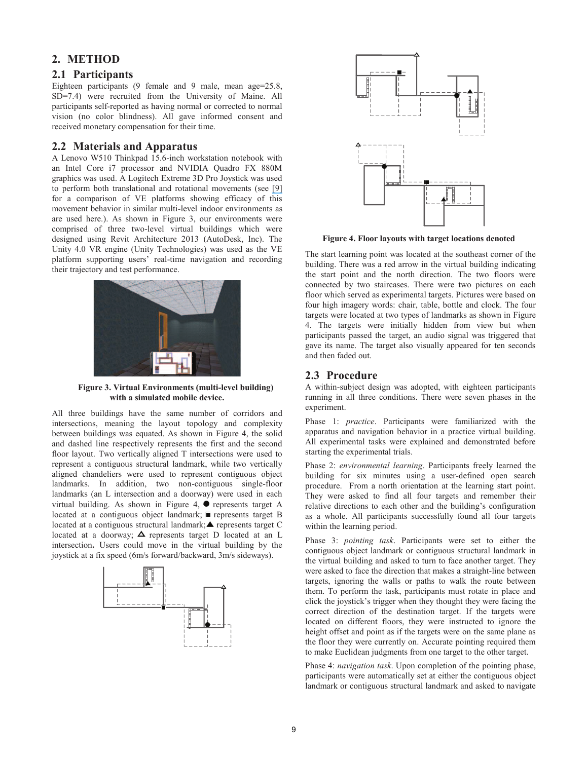## 2. METHOD

### 2.1 Participants

Eighteen participants (9 female and 9 male, mean age=25.8, SD=7.4) were recruited from the University of Maine. All participants self-reported as having normal or corrected to normal vision (no color blindness). All gave informed consent and received monetary compensation for their time.

### 2.2 Materials and Apparatus

A Lenovo W510 Thinkpad 15.6-inch workstation notebook with an Intel Core i7 processor and NVIDIA Quadro FX 880M graphics was used. A Logitech Extreme 3D Pro Joystick was used to perform both translational and rotational movements (see [9] for a comparison of VE platforms showing efficacy of this movement behavior in similar multi-level indoor environments as are used here.). As shown in Figure 3, our environments were comprised of three two-level virtual buildings which were designed using Revit Architecture 2013 (AutoDesk, Inc). The Unity 4.0 VR engine (Unity Technologies) was used as the VE platform supporting users' real-time navigation and recording their trajectory and test performance.

**Figure 3. Virtual Environments (multi-level building) with a simulated mobile device.**

All three buildings have the same number of corridors and intersections, meaning the layout topology and complexity between buildings was equated. As shown in Figure 4, the solid and dashed line respectively represents the first and the second floor layout. Two vertically aligned T intersections were used to represent a contiguous structural landmark, while two vertically aligned chandeliers were used to represent contiguous object landmarks. In addition, two non-contiguous single-floor landmarks (an L intersection and a doorway) were used in each virtual building. As shown in Figure 4, ● represents target A located at a contiguous object landmark; ■ represents target B located at a contiguous structural landmark; ▲ represents target C located at a doorway; △ represents target D located at an L intersection**.** Users could move in the virtual building by the joystick at a fix speed (6m/s forward/backward, 3m/s sideways).

**Figure 4. Floor layouts with target locations denoted**

The start learning point was located at the southeast corner of the building. There was a red arrow in the virtual building indicating the start point and the north direction. The two floors were connected by two staircases. There were two pictures on each floor which served as experimental targets. Pictures were based on four high imagery words: chair, table, bottle and clock. The four targets were located at two types of landmarks as shown in Figure 4. The targets were initially hidden from view but when participants passed the target, an audio signal was triggered that gave its name. The target also visually appeared for ten seconds and then faded out.

### 2.3 Procedure

A within-subject design was adopted, with eighteen participants running in all three conditions. There were seven phases in the experiment.

Phase 1: *practice*. Participants were familiarized with the apparatus and navigation behavior in a practice virtual building. All experimental tasks were explained and demonstrated before starting the experimental trials.

Phase 2: *environmental learning*. Participants freely learned the building for six minutes using a user-defined open search procedure. From a north orientation at the learning start point. They were asked to find all four targets and remember their relative directions to each other and the building's configuration as a whole. All participants successfully found all four targets within the learning period.

Phase 3: *pointing task*. Participants were set to either the contiguous object landmark or contiguous structural landmark in the virtual building and asked to turn to face another target. They were asked to face the direction that makes a straight-line between targets, ignoring the walls or paths to walk the route between them. To perform the task, participants must rotate in place and click the joystick's trigger when they thought they were facing the correct direction of the destination target. If the targets were located on different floors, they were instructed to ignore the height offset and point as if the targets were on the same plane as the floor they were currently on. Accurate pointing required them to make Euclidean judgments from one target to the other target.

Phase 4: *navigation task*. Upon completion of the pointing phase, participants were automatically set at either the contiguous object landmark or contiguous structural landmark and asked to navigate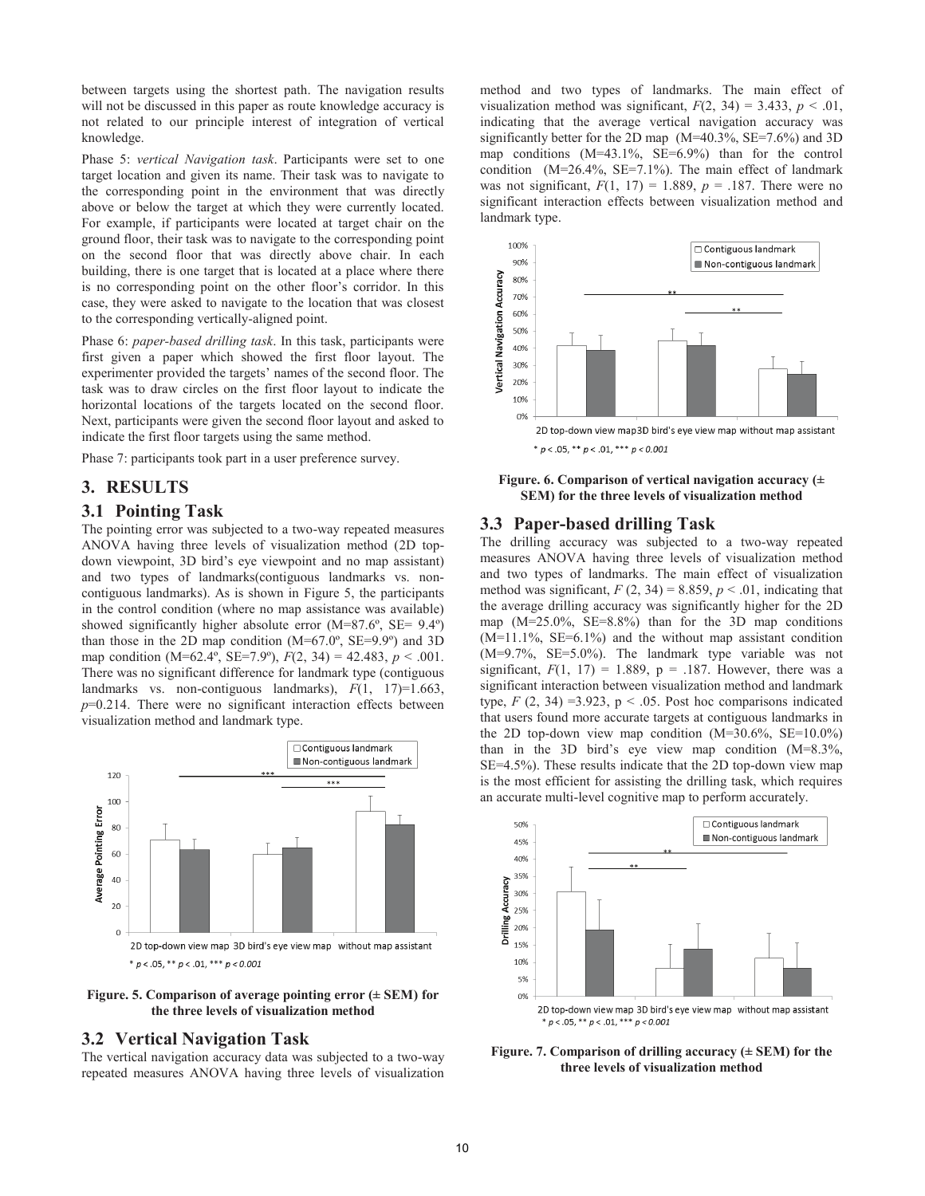between targets using the shortest path. The navigation results will not be discussed in this paper as route knowledge accuracy is not related to our principle interest of integration of vertical knowledge.

Phase 5: *vertical Navigation task*. Participants were set to one target location and given its name. Their task was to navigate to the corresponding point in the environment that was directly above or below the target at which they were currently located. For example, if participants were located at target chair on the ground floor, their task was to navigate to the corresponding point on the second floor that was directly above chair. In each building, there is one target that is located at a place where there is no corresponding point on the other floor's corridor. In this case, they were asked to navigate to the location that was closest to the corresponding vertically-aligned point.

Phase 6: *paper-based drilling task*. In this task, participants were first given a paper which showed the first floor layout. The experimenter provided the targets' names of the second floor. The task was to draw circles on the first floor layout to indicate the horizontal locations of the targets located on the second floor. Next, participants were given the second floor layout and asked to indicate the first floor targets using the same method.

Phase 7: participants took part in a user preference survey.

# 3. RESULTS

## 3.1 Pointing Task

The pointing error was subjected to a two-way repeated measures ANOVA having three levels of visualization method (2D top-down viewpoint, 3D bird's eye viewpoint and no map assistant) and two types of landmarks(contiguous landmarks vs. non-contiguous landmarks). As is shown in Figure 5, the participants in the control condition (where no map assistance was available) showed significantly higher absolute error (M=87.6º, SE= 9.4º) than those in the 2D map condition (M=67.0º, SE=9.9º) and 3D map condition (M=62.4º, SE=7.9º), $F(2, 34) = 42.483$, $p < .001$. There was no significant difference for landmark type (contiguous landmarks vs. non-contiguous landmarks), $F(1, 17)=1.663$, $p=0.214$. There were no significant interaction effects between visualization method and landmark type.

**Figure. 5. Comparison of average pointing error (± SEM) for the three levels of visualization method**

## 3.2 Vertical Navigation Task

The vertical navigation accuracy data was subjected to a two-way repeated measures ANOVA having three levels of visualization method and two types of landmarks. The main effect of visualization method was significant, $F(2, 34) = 3.433$, $p < .01$, indicating that the average vertical navigation accuracy was significantly better for the 2D map (M=40.3%, SE=7.6%) and 3D map conditions (M=43.1%, SE=6.9%) than for the control condition (M=26.4%, SE=7.1%). The main effect of landmark was not significant, $F(1, 17) = 1.889$, $p = .187$. There were no significant interaction effects between visualization method and landmark type.

**Figure. 6. Comparison of vertical navigation accuracy (± SEM) for the three levels of visualization method**

## 3.3 Paper-based drilling Task

The drilling accuracy was subjected to a two-way repeated measures ANOVA having three levels of visualization method and two types of landmarks. The main effect of visualization method was significant, $F(2, 34) = 8.859$, $p < .01$, indicating that the average drilling accuracy was significantly higher for the 2D map (M=25.0%, SE=8.8%) than for the 3D map conditions (M=11.1%, SE=6.1%) and the without map assistant condition (M=9.7%, SE=5.0%). The landmark type variable was not significant, $F(1, 17) = 1.889$, $p = .187$. However, there was a significant interaction between visualization method and landmark type, $F(2, 34) =3.923$, $p < .05$. Post hoc comparisons indicated that users found more accurate targets at contiguous landmarks in the 2D top-down view map condition (M=30.6%, SE=10.0%) than in the 3D bird's eye view map condition (M=8.3%, SE=4.5%). These results indicate that the 2D top-down view map is the most efficient for assisting the drilling task, which requires an accurate multi-level cognitive map to perform accurately.

**Figure. 7. Comparison of drilling accuracy (± SEM) for the three levels of visualization method**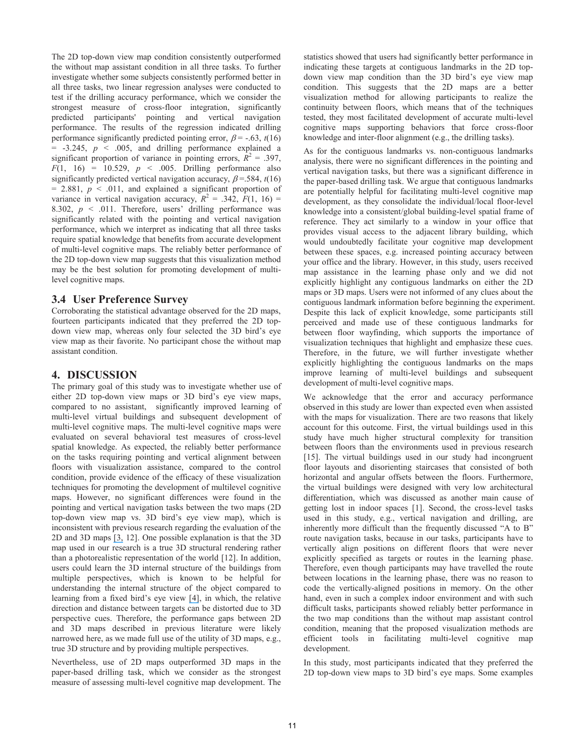The 2D top-down view map condition consistently outperformed the without map assistant condition in all three tasks. To further investigate whether some subjects consistently performed better in all three tasks, two linear regression analyses were conducted to test if the drilling accuracy performance, which we consider the strongest measure of cross-floor integration, significantly predicted participants' pointing and vertical navigation performance. The results of the regression indicated drilling performance significantly predicted pointing error, $\beta = -.63$, $t(16) = -3.245$, $p < .005$, and drilling performance explained a significant proportion of variance in pointing errors, $R^2 = .397$, $F(1, 16) = 10.529$, $p < .005$. Drilling performance also significantly predicted vertical navigation accuracy, $\beta = .584$, $t(16) = 2.881$, $p < .011$, and explained a significant proportion of variance in vertical navigation accuracy, $R^2 = .342$, $F(1, 16) = 8.302$, $p < .011$. Therefore, users' drilling performance was significantly related with the pointing and vertical navigation performance, which we interpret as indicating that all three tasks require spatial knowledge that benefits from accurate development of multi-level cognitive maps. The reliably better performance of the 2D top-down view map suggests that this visualization method may be the best solution for promoting development of multi-level cognitive maps.

### 3.4 User Preference Survey

Corroborating the statistical advantage observed for the 2D maps, fourteen participants indicated that they preferred the 2D top-down view map, whereas only four selected the 3D bird's eye view map as their favorite. No participant chose the without map assistant condition.

## 4. DISCUSSION

The primary goal of this study was to investigate whether use of either 2D top-down view maps or 3D bird's eye view maps, compared to no assistant, significantly improved learning of multi-level virtual buildings and subsequent development of multi-level cognitive maps. The multi-level cognitive maps were evaluated on several behavioral test measures of cross-level spatial knowledge. As expected, the reliably better performance on the tasks requiring pointing and vertical alignment between floors with visualization assistance, compared to the control condition, provide evidence of the efficacy of these visualization techniques for promoting the development of multilevel cognitive maps. However, no significant differences were found in the pointing and vertical navigation tasks between the two maps (2D top-down view map vs. 3D bird's eye view map), which is inconsistent with previous research regarding the evaluation of the 2D and 3D maps [3, 12]. One possible explanation is that the 3D map used in our research is a true 3D structural rendering rather than a photorealistic representation of the world [12]. In addition, users could learn the 3D internal structure of the buildings from multiple perspectives, which is known to be helpful for understanding the internal structure of the object compared to learning from a fixed bird's eye view [4], in which, the relative direction and distance between targets can be distorted due to 3D perspective cues. Therefore, the performance gaps between 2D and 3D maps described in previous literature were likely narrowed here, as we made full use of the utility of 3D maps, e.g., true 3D structure and by providing multiple perspectives.

Nevertheless, use of 2D maps outperformed 3D maps in the paper-based drilling task, which we consider as the strongest measure of assessing multi-level cognitive map development. The statistics showed that users had significantly better performance in indicating these targets at contiguous landmarks in the 2D top-down view map condition than the 3D bird's eye view map condition. This suggests that the 2D maps are a better visualization method for allowing participants to realize the continuity between floors, which means that of the techniques tested, they most facilitated development of accurate multi-level cognitive maps supporting behaviors that force cross-floor knowledge and inter-floor alignment (e.g., the drilling tasks).

As for the contiguous landmarks vs. non-contiguous landmarks analysis, there were no significant differences in the pointing and vertical navigation tasks, but there was a significant difference in the paper-based drilling task. We argue that contiguous landmarks are potentially helpful for facilitating multi-level cognitive map development, as they consolidate the individual/local floor-level knowledge into a consistent/global building-level spatial frame of reference. They act similarly to a window in your office that provides visual access to the adjacent library building, which would undoubtedly facilitate your cognitive map development between these spaces, e.g. increased pointing accuracy between your office and the library. However, in this study, users received map assistance in the learning phase only and we did not explicitly highlight any contiguous landmarks on either the 2D maps or 3D maps. Users were not informed of any clues about the contiguous landmark information before beginning the experiment. Despite this lack of explicit knowledge, some participants still perceived and made use of these contiguous landmarks for between floor wayfinding, which supports the importance of visualization techniques that highlight and emphasize these cues. Therefore, in the future, we will further investigate whether explicitly highlighting the contiguous landmarks on the maps improve learning of multi-level buildings and subsequent development of multi-level cognitive maps.

We acknowledge that the error and accuracy performance observed in this study are lower than expected even when assisted with the maps for visualization. There are two reasons that likely account for this outcome. First, the virtual buildings used in this study have much higher structural complexity for transition between floors than the environments used in previous research [15]. The virtual buildings used in our study had incongruent floor layouts and disorienting staircases that consisted of both horizontal and angular offsets between the floors. Furthermore, the virtual buildings were designed with very low architectural differentiation, which was discussed as another main cause of getting lost in indoor spaces [1]. Second, the cross-level tasks used in this study, e.g., vertical navigation and drilling, are inherently more difficult than the frequently discussed "A to B" route navigation tasks, because in our tasks, participants have to vertically align positions on different floors that were never explicitly specified as targets or routes in the learning phase. Therefore, even though participants may have travelled the route between locations in the learning phase, there was no reason to code the vertically-aligned positions in memory. On the other hand, even in such a complex indoor environment and with such difficult tasks, participants showed reliably better performance in the two map conditions than the without map assistant control condition, meaning that the proposed visualization methods are efficient tools in facilitating multi-level cognitive map development.

In this study, most participants indicated that they preferred the 2D top-down view maps to 3D bird's eye maps. Some examples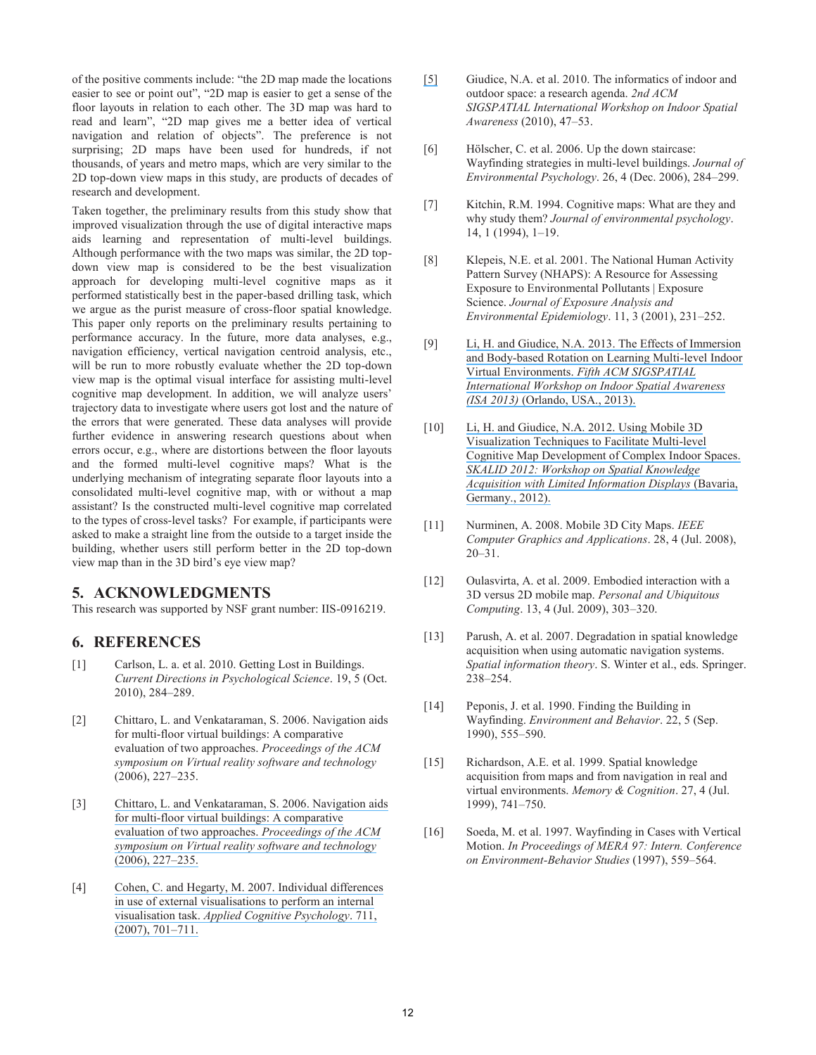of the positive comments include: "the 2D map made the locations easier to see or point out", "2D map is easier to get a sense of the floor layouts in relation to each other. The 3D map was hard to read and learn", "2D map gives me a better idea of vertical navigation and relation of objects". The preference is not surprising; 2D maps have been used for hundreds, if not thousands, of years and metro maps, which are very similar to the 2D top-down view maps in this study, are products of decades of research and development.

Taken together, the preliminary results from this study show that improved visualization through the use of digital interactive maps aids learning and representation of multi-level buildings. Although performance with the two maps was similar, the 2D top-down view map is considered to be the best visualization approach for developing multi-level cognitive maps as it performed statistically best in the paper-based drilling task, which we argue as the purist measure of cross-floor spatial knowledge. This paper only reports on the preliminary results pertaining to performance accuracy. In the future, more data analyses, e.g., navigation efficiency, vertical navigation centroid analysis, etc., will be run to more robustly evaluate whether the 2D top-down view map is the optimal visual interface for assisting multi-level cognitive map development. In addition, we will analyze users' trajectory data to investigate where users got lost and the nature of the errors that were generated. These data analyses will provide further evidence in answering research questions about when errors occur, e.g., where are distortions between the floor layouts and the formed multi-level cognitive maps? What is the underlying mechanism of integrating separate floor layouts into a consolidated multi-level cognitive map, with or without a map assistant? Is the constructed multi-level cognitive map correlated to the types of cross-level tasks? For example, if participants were asked to make a straight line from the outside to a target inside the building, whether users still perform better in the 2D top-down view map than in the 3D bird's eye view map?

## 5. ACKNOWLEDGMENTS

This research was supported by NSF grant number: IIS-0916219.

## 6. REFERENCES

[1] Carlson, L. a. et al. 2010. Getting Lost in Buildings. *Current Directions in Psychological Science*. 19, 5 (Oct. 2010), 284–289.

[2] Chittaro, L. and Venkataraman, S. 2006. Navigation aids for multi-floor virtual buildings: A comparative evaluation of two approaches. *Proceedings of the ACM symposium on Virtual reality software and technology* (2006), 227–235.

[3] Chittaro, L. and Venkataraman, S. 2006. Navigation aids for multi-floor virtual buildings: A comparative evaluation of two approaches. *Proceedings of the ACM symposium on Virtual reality software and technology* (2006), 227–235.

[4] Cohen, C. and Hegarty, M. 2007. Individual differences in use of external visualisations to perform an internal visualisation task. *Applied Cognitive Psychology*. 711, (2007), 701–711.

[5] Giudice, N.A. et al. 2010. The informatics of indoor and outdoor space: a research agenda. *2nd ACM SIGSPATIAL International Workshop on Indoor Spatial Awareness* (2010), 47–53.

[6] Hölscher, C. et al. 2006. Up the down staircase: Wayfinding strategies in multi-level buildings. *Journal of Environmental Psychology*. 26, 4 (Dec. 2006), 284–299.

[7] Kitchin, R.M. 1994. Cognitive maps: What are they and why study them? *Journal of environmental psychology*. 14, 1 (1994), 1–19.

[8] Klepeis, N.E. et al. 2001. The National Human Activity Pattern Survey (NHAPS): A Resource for Assessing Exposure to Environmental Pollutants | Exposure Science. *Journal of Exposure Analysis and Environmental Epidemiology*. 11, 3 (2001), 231–252.

[9] Li, H. and Giudice, N.A. 2013. The Effects of Immersion and Body-based Rotation on Learning Multi-level Indoor Virtual Environments. *Fifth ACM SIGSPATIAL International Workshop on Indoor Spatial Awareness (ISA 2013)* (Orlando, USA., 2013).

[10] Li, H. and Giudice, N.A. 2012. Using Mobile 3D Visualization Techniques to Facilitate Multi-level Cognitive Map Development of Complex Indoor Spaces. *SKALID 2012: Workshop on Spatial Knowledge Acquisition with Limited Information Displays* (Bavaria, Germany., 2012).

[11] Nurminen, A. 2008. Mobile 3D City Maps. *IEEE Computer Graphics and Applications*. 28, 4 (Jul. 2008), 20–31.

[12] Oulasvirta, A. et al. 2009. Embodied interaction with a 3D versus 2D mobile map. *Personal and Ubiquitous Computing*. 13, 4 (Jul. 2009), 303–320.

[13] Parush, A. et al. 2007. Degradation in spatial knowledge acquisition when using automatic navigation systems. *Spatial information theory*. S. Winter et al., eds. Springer. 238–254.

[14] Peponis, J. et al. 1990. Finding the Building in Wayfinding. *Environment and Behavior*. 22, 5 (Sep. 1990), 555–590.

[15] Richardson, A.E. et al. 1999. Spatial knowledge acquisition from maps and from navigation in real and virtual environments. *Memory & Cognition*. 27, 4 (Jul. 1999), 741–750.

[16] Soeda, M. et al. 1997. Wayfinding in Cases with Vertical Motion. *In Proceedings of MERA 97: Intern. Conference on Environment-Behavior Studies* (1997), 559–564.